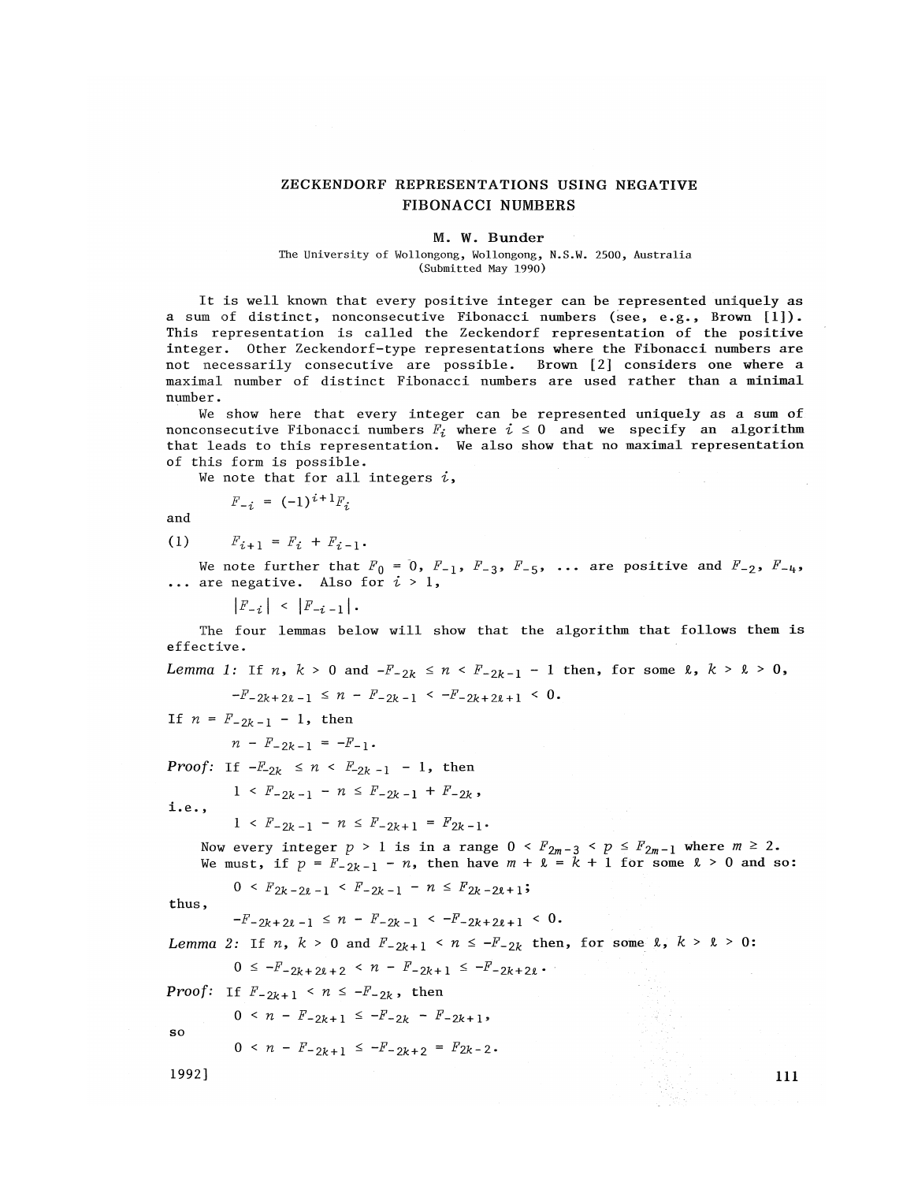# ZECKENDORF REPRESENTATIONS USING NEGATIVE FIBONACCI NUMBERS

**M. W. Bunder**

The University of Wollongong, Wollongong, N.S.W. 2500, Australia
(Submitted May 1990)

It is well known that every positive integer can be represented uniquely as a sum of distinct, nonconsecutive Fibonacci numbers (see, e.g., Brown [1]). This representation is called the Zeckendorf representation of the positive integer. Other Zeckendorf-type representations where the Fibonacci numbers are not necessarily consecutive are possible. Brown [2] considers one where a maximal number of distinct Fibonacci numbers are used rather than a minimal number.

We show here that every integer can be represented uniquely as a sum of nonconsecutive Fibonacci numbers $F_i$ where $i \leq 0$ and we specify an algorithm that leads to this representation. We also show that no maximal representation of this form is possible.

We note that for all integers $i$,

$$F_{-i} = (-1)^{i+1}F_i$$

and

$$(1) \qquad F_{i+1} = F_i + F_{i-1}.$$

We note further that $F_0 = 0$, $F_{-1}$, $F_{-3}$, $F_{-5}$, ... are positive and $F_{-2}$, $F_{-4}$, ... are negative. Also for $i > 1$,

$$|F_{-i}| < |F_{-i-1}|.$$

The four lemmas below will show that the algorithm that follows them is effective.

*Lemma 1:* If $n$, $k > 0$ and $-F_{-2k} \leq n < F_{-2k-1} - 1$ then, for some $\ell$, $k > \ell > 0$,

$$-F_{-2k+2\ell-1} \leq n - F_{-2k-1} < -F_{-2k+2\ell+1} < 0.$$

If $n = F_{-2k-1} - 1$, then

$$n - F_{-2k-1} = -F_{-1}.$$

*Proof:* If $-F_{-2k} \leq n < F_{-2k-1} - 1$, then

$$1 < F_{-2k-1} - n \leq F_{-2k-1} + F_{-2k},$$

i.e.,

$$1 < F_{-2k-1} - n \leq F_{-2k+1} = F_{2k-1}.$$

Now every integer $p > 1$ is in a range $0 < F_{2m-3} < p \leq F_{2m-1}$ where $m \geq 2$. We must, if $p = F_{-2k-1} - n$, then have $m + \ell = k + 1$ for some $\ell > 0$ and so:

$$0 < F_{2k-2\ell-1} < F_{-2k-1} - n \leq F_{2k-2\ell+1};$$

thus,

$$-F_{-2k+2\ell-1} \leq n - F_{-2k-1} < -F_{-2k+2\ell+1} < 0.$$

*Lemma 2:* If $n$, $k > 0$ and $F_{-2k+1} < n \leq -F_{-2k}$ then, for some $\ell$, $k > \ell > 0$:

$$0 \leq -F_{-2k+2\ell+2} < n - F_{-2k+1} \leq -F_{-2k+2\ell}.$$

*Proof:* If $F_{-2k+1} < n \leq -F_{-2k}$, then

$$0 < n - F_{-2k+1} \leq -F_{-2k} - F_{-2k+1},$$

so

$$0 < n - F_{-2k+1} \leq -F_{-2k+2} = F_{2k-2}.$$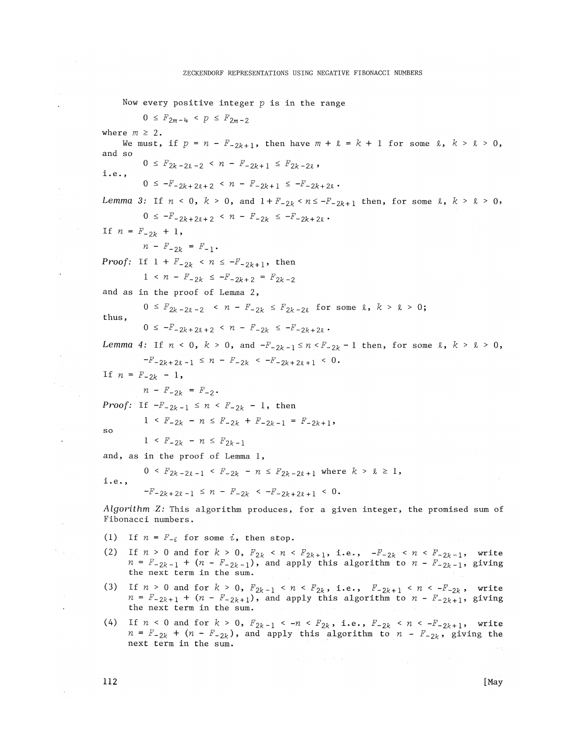Now every positive integer $p$ is in the range

$$0 \le F_{2m-4} < p \le F_{2m-2}$$

where $m \ge 2$.

We must, if $p = n - F_{-2k+1}$, then have $m + \ell = k + 1$ for some $\ell$, $k > \ell > 0$, and so

$$0 \le F_{2k-2\ell-2} < n - F_{-2k+1} \le F_{2k-2\ell},$$

i.e.,

$$0 \le -F_{-2k+2\ell+2} < n - F_{-2k+1} \le -F_{-2k+2\ell}.$$

*Lemma 3:* If $n < 0$, $k > 0$, and $1 + F_{-2k} < n \le -F_{-2k+1}$ then, for some $\ell$, $k > \ell > 0$,

$$0 \le -F_{-2k+2\ell+2} < n - F_{-2k} \le -F_{-2k+2\ell}.$$

If $n = F_{-2k} + 1$,

$$n - F_{-2k} = F_{-1}.$$

*Proof:* If $1 + F_{-2k} < n \le -F_{-2k+1}$, then

$$1 < n - F_{-2k} \le -F_{-2k+2} = F_{2k-2}$$

and as in the proof of Lemma 2,

$$0 \le F_{2k-2\ell-2} < n - F_{-2k} \le F_{2k-2\ell} \text{ for some } \ell,\ k > \ell > 0;$$

thus,

$$0 \le -F_{-2k+2\ell+2} < n - F_{-2k} \le -F_{-2k+2\ell}.$$

*Lemma 4:* If $n < 0$, $k > 0$, and $-F_{-2k-1} \le n < F_{-2k} - 1$ then, for some $\ell$, $k > \ell > 0$,

$$-F_{-2k+2\ell-1} \le n - F_{-2k} < -F_{-2k+2\ell+1} < 0.$$

If $n = F_{-2k} - 1$,

$$n - F_{-2k} = F_{-2}.$$

*Proof:* If $-F_{-2k-1} \le n < F_{-2k} - 1$, then

$$1 < F_{-2k} - n \le F_{-2k} + F_{-2k-1} = F_{-2k+1},$$

so

$$1 < F_{-2k} - n \le F_{2k-1}$$

and, as in the proof of Lemma 1,

$$0 < F_{2k-2\ell-1} < F_{-2k} - n \le F_{2k-2\ell+1} \text{ where } k > \ell \ge 1,$$

i.e.,

$$-F_{-2k+2\ell-1} \le n - F_{-2k} < -F_{-2k+2\ell+1} < 0.$$

*Algorithm Z:* This algorithm produces, for a given integer, the promised sum of Fibonacci numbers.

(1) If $n = F_{-i}$ for some $i$, then stop.

(2) If $n > 0$ and for $k > 0$, $F_{2k} < n < F_{2k+1}$, i.e., $-F_{-2k} < n < F_{-2k-1}$, write $n = F_{-2k-1} + (n - F_{-2k-1})$, and apply this algorithm to $n - F_{-2k-1}$, giving the next term in the sum.

(3) If $n > 0$ and for $k > 0$, $F_{2k-1} < n < F_{2k}$, i.e., $F_{-2k+1} < n < -F_{-2k}$, write $n = F_{-2k+1} + (n - F_{-2k+1})$, and apply this algorithm to $n - F_{-2k+1}$, giving the next term in the sum.

(4) If $n < 0$ and for $k > 0$, $F_{2k-1} < -n < F_{2k}$, i.e., $F_{-2k} < n < -F_{-2k+1}$, write $n = F_{-2k} + (n - F_{-2k})$, and apply this algorithm to $n - F_{-2k}$, giving the next term in the sum.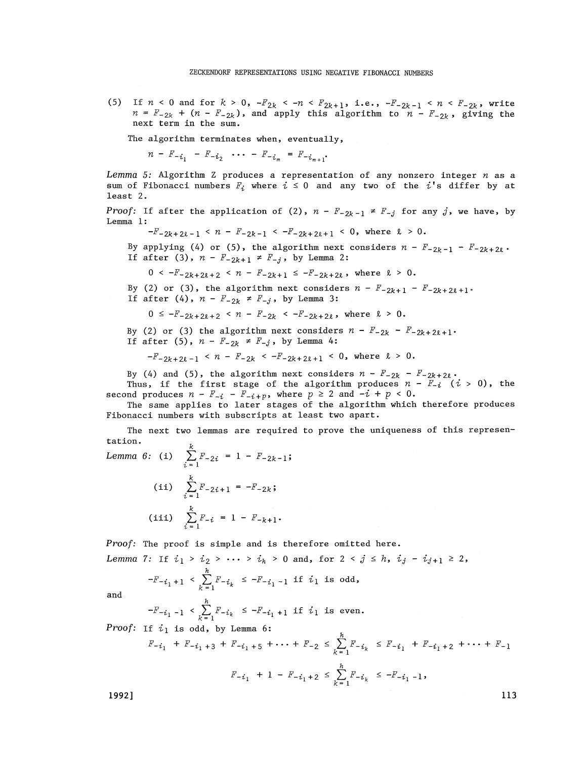(5) If $n < 0$ and for $k > 0$, $-F_{2k} < -n < F_{2k+1}$, i.e., $-F_{-2k-1} < n < F_{-2k}$, write $n = F_{-2k} + (n - F_{-2k})$, and apply this algorithm to $n - F_{-2k}$, giving the next term in the sum.

The algorithm terminates when, eventually,

$$n - F_{-i_1} - F_{-i_2} \cdots - F_{-i_m} = F_{-i_{m+1}}.$$

*Lemma 5:* Algorithm Z produces a representation of any nonzero integer $n$ as a sum of Fibonacci numbers $F_i$ where $i \le 0$ and any two of the $i$'s differ by at least 2.

*Proof:* If after the application of (2), $n - F_{-2k-1} \ne F_{-j}$ for any $j$, we have, by Lemma 1:

$$-F_{-2k+2\ell-1} < n - F_{-2k-1} < -F_{-2k+2\ell+1} < 0, \text{ where } \ell > 0.$$

By applying (4) or (5), the algorithm next considers $n - F_{-2k-1} - F_{-2k+2\ell}$.
If after (3), $n - F_{-2k+1} \ne F_{-j}$, by Lemma 2:

$$0 < -F_{-2k+2\ell+2} < n - F_{-2k+1} \le -F_{-2k+2\ell}, \text{ where } \ell > 0.$$

By (2) or (3), the algorithm next considers $n - F_{-2k+1} - F_{-2k+2\ell+1}$.
If after (4), $n - F_{-2k} \ne F_{-j}$, by Lemma 3:

$$0 \le -F_{-2k+2\ell+2} < n - F_{-2k} < -F_{-2k+2\ell}, \text{ where } \ell > 0.$$

By (2) or (3) the algorithm next considers $n - F_{-2k} - F_{-2k+2\ell+1}$.
If after (5), $n - F_{-2k} \ne F_{-j}$, by Lemma 4:

$$-F_{-2k+2\ell-1} < n - F_{-2k} < -F_{-2k+2\ell+1} < 0, \text{ where } \ell > 0.$$

By (4) and (5), the algorithm next considers $n - F_{-2k} - F_{-2k+2\ell}$.
Thus, if the first stage of the algorithm produces $n - F_{-i}$ ($i > 0$), the second produces $n - F_{-i} - F_{-i+p}$, where $p \ge 2$ and $-i + p < 0$.

The same applies to later stages of the algorithm which therefore produces Fibonacci numbers with subscripts at least two apart.

The next two lemmas are required to prove the uniqueness of this representation.

*Lemma 6:* (i) $\displaystyle\sum_{i=1}^{k} F_{-2i} = 1 - F_{-2k-1}$;

(ii) $\displaystyle\sum_{i=1}^{k} F_{-2i+1} = -F_{-2k}$;

(iii) $\displaystyle\sum_{i=1}^{k} F_{-i} = 1 - F_{-k+1}$.

*Proof:* The proof is simple and is therefore omitted here.

*Lemma 7:* If $i_1 > i_2 > \cdots > i_h > 0$ and, for $2 < j \le h$, $i_j - i_{j+1} \ge 2$,

$$-F_{-i_1+1} < \sum_{k=1}^{h} F_{-i_k} \le -F_{-i_1-1} \text{ if } i_1 \text{ is odd,}$$

and

$$-F_{-i_1-1} < \sum_{k=1}^{h} F_{-i_k} \le -F_{-i_1+1} \text{ if } i_1 \text{ is even.}$$

*Proof:* If $i_1$ is odd, by Lemma 6:

$$F_{-i_1} + F_{-i_1+3} + F_{-i_1+5} + \cdots + F_{-2} \le \sum_{k=1}^{h} F_{-i_k} \le F_{-i_1} + F_{-i_1+2} + \cdots + F_{-1}$$

$$F_{-i_1} + 1 - F_{-i_1+2} \le \sum_{k=1}^{h} F_{-i_k} \le -F_{-i_1-1},$$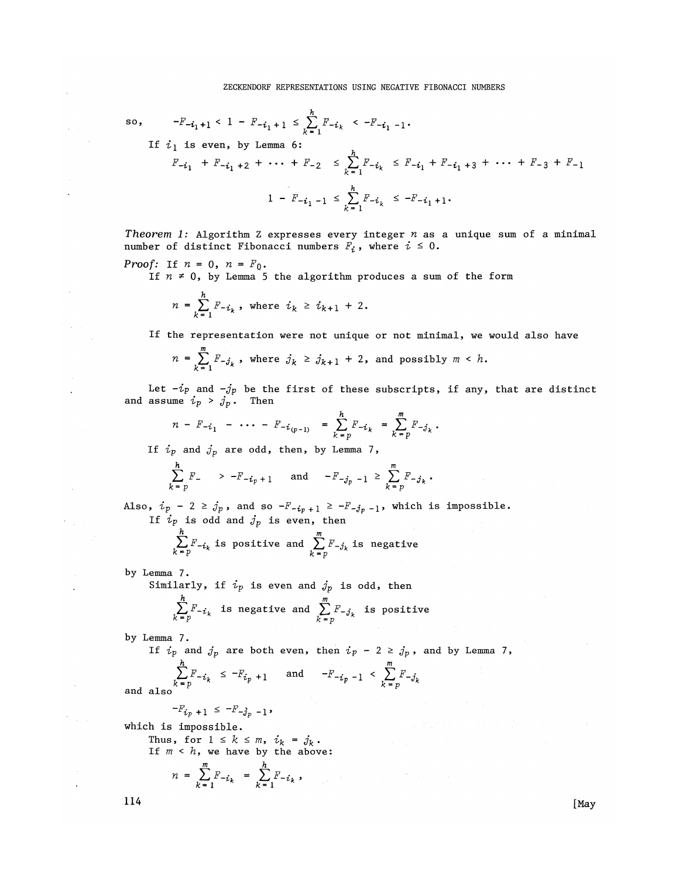so, $$-F_{-i_1+1} < 1 - F_{-i_1+1} \le \sum_{k=1}^{h} F_{-i_k} < -F_{-i_1-1}.$$

If $i_1$ is even, by Lemma 6:

$$F_{-i_1} + F_{-i_1+2} + \cdots + F_{-2} \le \sum_{k=1}^{h} F_{-i_k} \le F_{-i_1} + F_{-i_1+3} + \cdots + F_{-3} + F_{-1}$$

$$1 - F_{-i_1-1} \le \sum_{k=1}^{h} F_{-i_k} \le -F_{-i_1+1}.$$

*Theorem 1:* Algorithm Z expresses every integer $n$ as a unique sum of a minimal number of distinct Fibonacci numbers $F_i$, where $i \le 0$.

*Proof:* If $n = 0$, $n = F_0$.

If $n \ne 0$, by Lemma 5 the algorithm produces a sum of the form

$$n = \sum_{k=1}^{h} F_{-i_k}, \text{ where } i_k \ge i_{k+1} + 2.$$

If the representation were not unique or not minimal, we would also have

$$n = \sum_{k=1}^{m} F_{-j_k}, \text{ where } j_k \ge j_{k+1} + 2, \text{ and possibly } m < h.$$

Let $-i_p$ and $-j_p$ be the first of these subscripts, if any, that are distinct and assume $i_p > j_p$. Then

$$n - F_{-i_1} - \cdots - F_{-i_{(p-1)}} = \sum_{k=p}^{h} F_{-i_k} = \sum_{k=p}^{m} F_{-j_k}.$$

If $i_p$ and $j_p$ are odd, then, by Lemma 7,

$$\sum_{k=p}^{h} F_{-} > -F_{-i_p+1} \quad \text{and} \quad -F_{-j_p-1} \ge \sum_{k=p}^{m} F_{-j_k}.$$

Also, $i_p - 2 \ge j_p$, and so $-F_{-i_p+1} \ge -F_{-j_p-1}$, which is impossible.

If $i_p$ is odd and $j_p$ is even, then

$$\sum_{k=p}^{h} F_{-i_k} \text{ is positive and } \sum_{k=p}^{m} F_{-j_k} \text{ is negative}$$

by Lemma 7.

Similarly, if $i_p$ is even and $j_p$ is odd, then

$$\sum_{k=p}^{h} F_{-i_k} \text{ is negative and } \sum_{k=p}^{m} F_{-j_k} \text{ is positive}$$

by Lemma 7.

If $i_p$ and $j_p$ are both even, then $i_p - 2 \ge j_p$, and by Lemma 7,

$$\sum_{k=p}^{h} F_{-i_k} \le -F_{i_p+1} \quad \text{and} \quad -F_{-i_p-1} < \sum_{k=p}^{m} F_{-j_k}$$

and also

$$-F_{i_p+1} \le -F_{-j_p-1},$$

which is impossible.

Thus, for $1 \le k \le m$, $i_k = j_k$.

If $m < h$, we have by the above:

$$n = \sum_{k=1}^{m} F_{-i_k} = \sum_{k=1}^{h} F_{-i_k},$$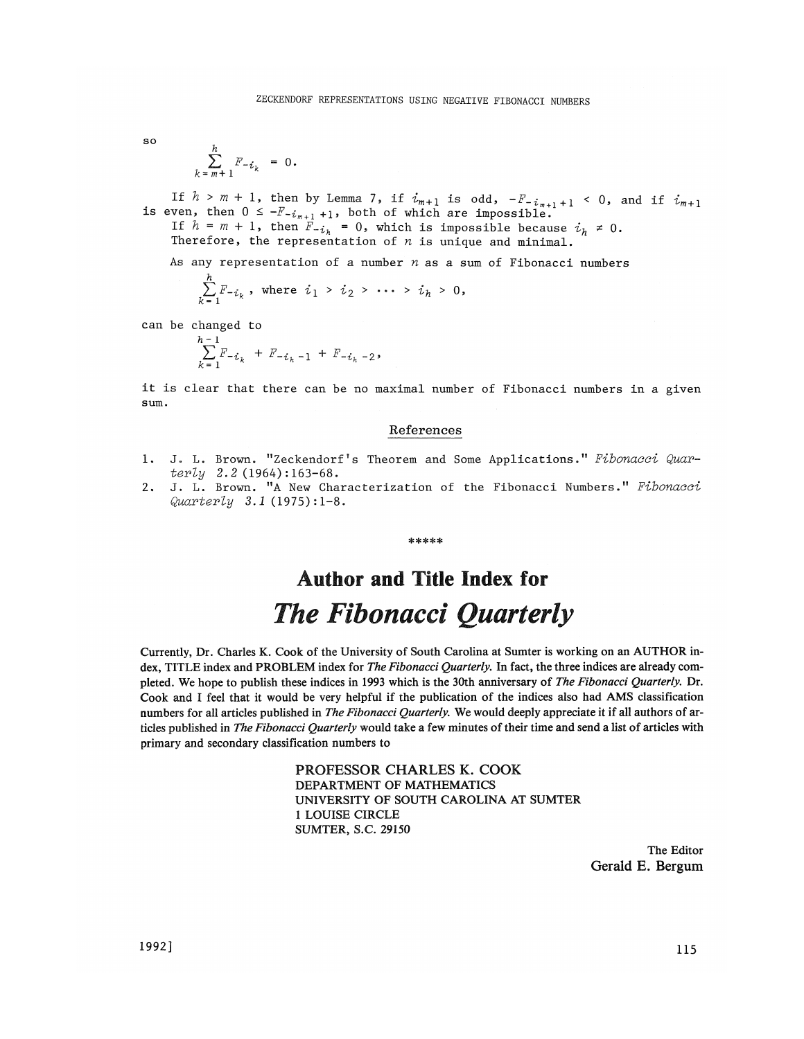so

$$\sum_{k=m+1}^{h} F_{-i_k} = 0.$$

If $h > m + 1$, then by Lemma 7, if $i_{m+1}$ is odd, $-F_{-i_{m+1}+1} < 0$, and if $i_{m+1}$ is even, then $0 \le -F_{-i_{m+1}+1}$, both of which are impossible.

If $h = m + 1$, then $F_{-i_h} = 0$, which is impossible because $i_h \ne 0$.

Therefore, the representation of $n$ is unique and minimal.

As any representation of a number $n$ as a sum of Fibonacci numbers

$$\sum_{k=1}^{h} F_{-i_k}, \text{ where } i_1 > i_2 > \cdots > i_h > 0,$$

can be changed to

$$\sum_{k=1}^{h-1} F_{-i_k} + F_{-i_h-1} + F_{-i_h-2},$$

it is clear that there can be no maximal number of Fibonacci numbers in a given sum.

## References

1. J. L. Brown. "Zeckendorf's Theorem and Some Applications." *Fibonacci Quarterly 2.2* (1964):163-68.
2. J. L. Brown. "A New Characterization of the Fibonacci Numbers." *Fibonacci Quarterly 3.1* (1975):1-8.

\*\*\*\*\*

# Author and Title Index for *The Fibonacci Quarterly*

Currently, Dr. Charles K. Cook of the University of South Carolina at Sumter is working on an AUTHOR index, TITLE index and PROBLEM index for *The Fibonacci Quarterly.* In fact, the three indices are already completed. We hope to publish these indices in 1993 which is the 30th anniversary of *The Fibonacci Quarterly.* Dr. Cook and I feel that it would be very helpful if the publication of the indices also had AMS classification numbers for all articles published in *The Fibonacci Quarterly.* We would deeply appreciate it if all authors of articles published in *The Fibonacci Quarterly* would take a few minutes of their time and send a list of articles with primary and secondary classification numbers to

PROFESSOR CHARLES K. COOK
DEPARTMENT OF MATHEMATICS
UNIVERSITY OF SOUTH CAROLINA AT SUMTER
1 LOUISE CIRCLE
SUMTER, S.C. 29150

The Editor
Gerald E. Bergum